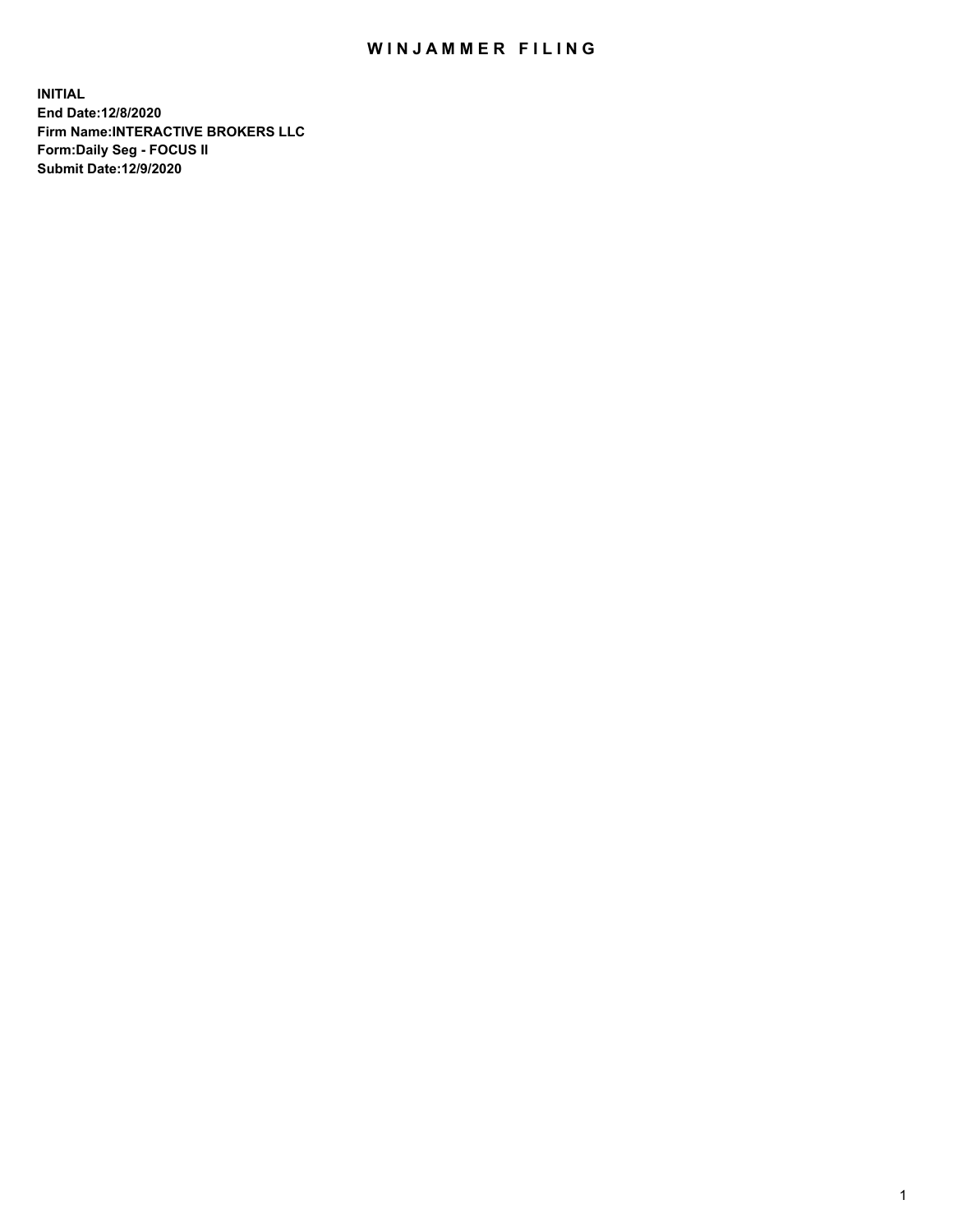# WINJAMMER FILING

**INITIAL**
**End Date:12/8/2020**
**Firm Name:INTERACTIVE BROKERS LLC**
**Form:Daily Seg - FOCUS II**
**Submit Date:12/9/2020**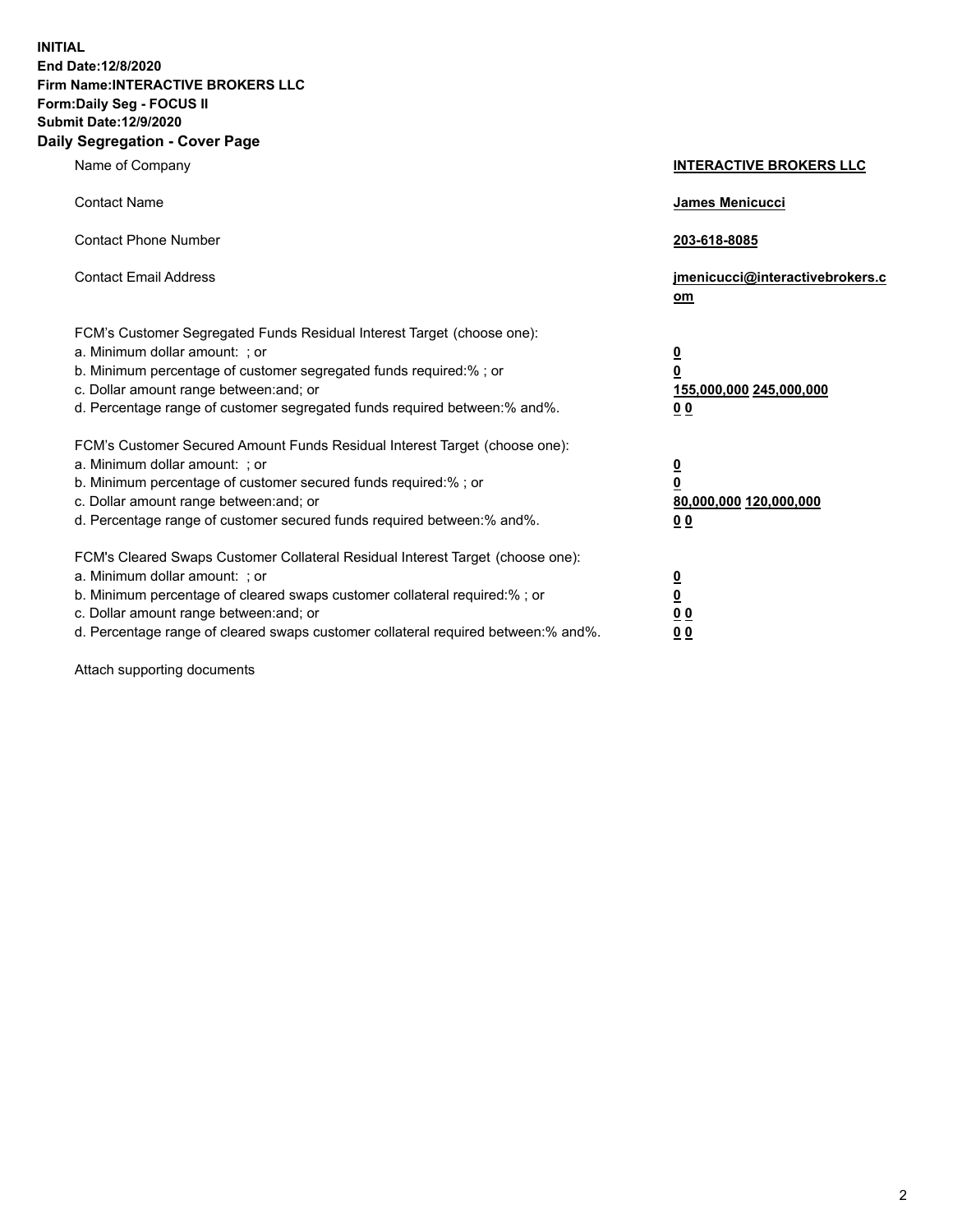**INITIAL**
**End Date:12/8/2020**
**Firm Name:INTERACTIVE BROKERS LLC**
**Form:Daily Seg - FOCUS II**
**Submit Date:12/9/2020**
**Daily Segregation - Cover Page**

| | |
|---|---|
| Name of Company | **INTERACTIVE BROKERS LLC** |
| Contact Name | **James Menicucci** |
| Contact Phone Number | **203-618-8085** |
| Contact Email Address | **jmenicucci@interactivebrokers.com** |
| FCM's Customer Segregated Funds Residual Interest Target (choose one): | |
| a. Minimum dollar amount: ; or | **0** |
| b. Minimum percentage of customer segregated funds required:% ; or | **0** |
| c. Dollar amount range between:and; or | **155,000,000 245,000,000** |
| d. Percentage range of customer segregated funds required between:% and%. | **0 0** |
| FCM's Customer Secured Amount Funds Residual Interest Target (choose one): | |
| a. Minimum dollar amount: ; or | **0** |
| b. Minimum percentage of customer secured funds required:% ; or | **0** |
| c. Dollar amount range between:and; or | **80,000,000 120,000,000** |
| d. Percentage range of customer secured funds required between:% and%. | **0 0** |
| FCM's Cleared Swaps Customer Collateral Residual Interest Target (choose one): | |
| a. Minimum dollar amount: ; or | **0** |
| b. Minimum percentage of cleared swaps customer collateral required:% ; or | **0** |
| c. Dollar amount range between:and; or | **0 0** |
| d. Percentage range of cleared swaps customer collateral required between:% and%. | **0 0** |

Attach supporting documents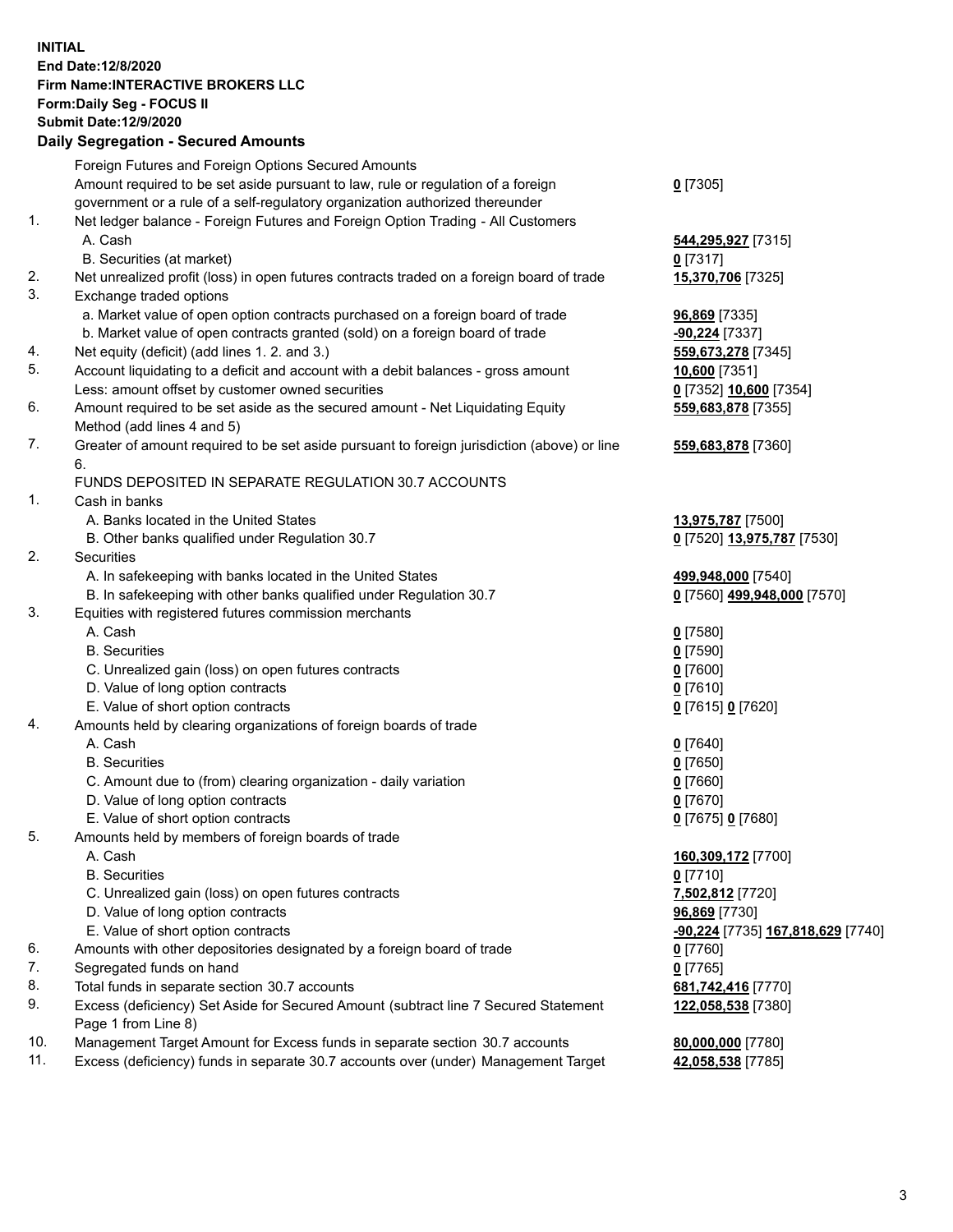**INITIAL**
**End Date:12/8/2020**
**Firm Name:INTERACTIVE BROKERS LLC**
**Form:Daily Seg - FOCUS II**
**Submit Date:12/9/2020**

**Daily Segregation - Secured Amounts**

| | | |
|---|---|---|
| | Foreign Futures and Foreign Options Secured Amounts | |
| | Amount required to be set aside pursuant to law, rule or regulation of a foreign government or a rule of a self-regulatory organization authorized thereunder | **0** [7305] |
| 1. | Net ledger balance - Foreign Futures and Foreign Option Trading - All Customers | |
| | A. Cash | **544,295,927** [7315] |
| | B. Securities (at market) | **0** [7317] |
| 2. | Net unrealized profit (loss) in open futures contracts traded on a foreign board of trade | **15,370,706** [7325] |
| 3. | Exchange traded options | |
| | a. Market value of open option contracts purchased on a foreign board of trade | **96,869** [7335] |
| | b. Market value of open contracts granted (sold) on a foreign board of trade | **-90,224** [7337] |
| 4. | Net equity (deficit) (add lines 1. 2. and 3.) | **559,673,278** [7345] |
| 5. | Account liquidating to a deficit and account with a debit balances - gross amount | **10,600** [7351] |
| | Less: amount offset by customer owned securities | **0** [7352] **10,600** [7354] |
| 6. | Amount required to be set aside as the secured amount - Net Liquidating Equity Method (add lines 4 and 5) | **559,683,878** [7355] |
| 7. | Greater of amount required to be set aside pursuant to foreign jurisdiction (above) or line 6. | **559,683,878** [7360] |
| | FUNDS DEPOSITED IN SEPARATE REGULATION 30.7 ACCOUNTS | |
| 1. | Cash in banks | |
| | A. Banks located in the United States | **13,975,787** [7500] |
| | B. Other banks qualified under Regulation 30.7 | **0** [7520] **13,975,787** [7530] |
| 2. | Securities | |
| | A. In safekeeping with banks located in the United States | **499,948,000** [7540] |
| | B. In safekeeping with other banks qualified under Regulation 30.7 | **0** [7560] **499,948,000** [7570] |
| 3. | Equities with registered futures commission merchants | |
| | A. Cash | **0** [7580] |
| | B. Securities | **0** [7590] |
| | C. Unrealized gain (loss) on open futures contracts | **0** [7600] |
| | D. Value of long option contracts | **0** [7610] |
| | E. Value of short option contracts | **0** [7615] **0** [7620] |
| 4. | Amounts held by clearing organizations of foreign boards of trade | |
| | A. Cash | **0** [7640] |
| | B. Securities | **0** [7650] |
| | C. Amount due to (from) clearing organization - daily variation | **0** [7660] |
| | D. Value of long option contracts | **0** [7670] |
| | E. Value of short option contracts | **0** [7675] **0** [7680] |
| 5. | Amounts held by members of foreign boards of trade | |
| | A. Cash | **160,309,172** [7700] |
| | B. Securities | **0** [7710] |
| | C. Unrealized gain (loss) on open futures contracts | **7,502,812** [7720] |
| | D. Value of long option contracts | **96,869** [7730] |
| | E. Value of short option contracts | **-90,224** [7735] **167,818,629** [7740] |
| 6. | Amounts with other depositories designated by a foreign board of trade | **0** [7760] |
| 7. | Segregated funds on hand | **0** [7765] |
| 8. | Total funds in separate section 30.7 accounts | **681,742,416** [7770] |
| 9. | Excess (deficiency) Set Aside for Secured Amount (subtract line 7 Secured Statement Page 1 from Line 8) | **122,058,538** [7380] |
| 10. | Management Target Amount for Excess funds in separate section 30.7 accounts | **80,000,000** [7780] |
| 11. | Excess (deficiency) funds in separate 30.7 accounts over (under) Management Target | **42,058,538** [7785] |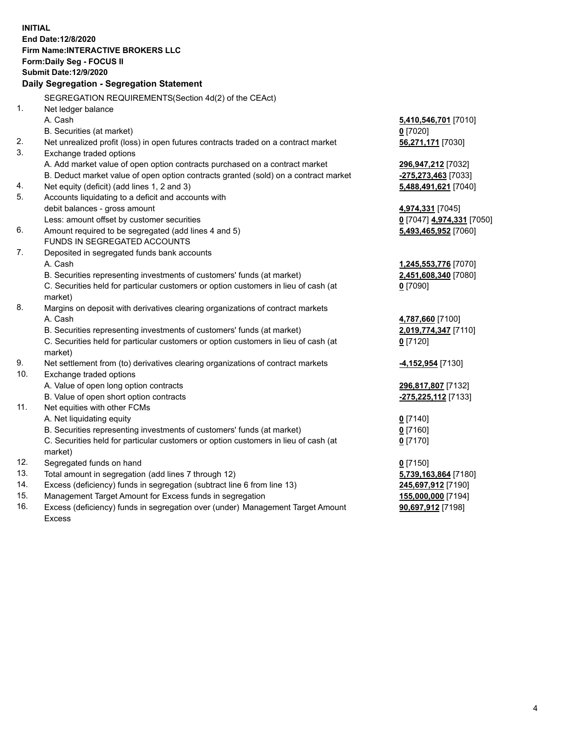**INITIAL**
**End Date:12/8/2020**
**Firm Name:INTERACTIVE BROKERS LLC**
**Form:Daily Seg - FOCUS II**
**Submit Date:12/9/2020**

## Daily Segregation - Segregation Statement

| | | |
|---|---|---|
| | SEGREGATION REQUIREMENTS(Section 4d(2) of the CEAct) | |
| 1. | Net ledger balance | |
| | A. Cash | **5,410,546,701** [7010] |
| | B. Securities (at market) | **0** [7020] |
| 2. | Net unrealized profit (loss) in open futures contracts traded on a contract market | **56,271,171** [7030] |
| 3. | Exchange traded options | |
| | A. Add market value of open option contracts purchased on a contract market | **296,947,212** [7032] |
| | B. Deduct market value of open option contracts granted (sold) on a contract market | **-275,273,463** [7033] |
| 4. | Net equity (deficit) (add lines 1, 2 and 3) | **5,488,491,621** [7040] |
| 5. | Accounts liquidating to a deficit and accounts with | |
| | debit balances - gross amount | **4,974,331** [7045] |
| | Less: amount offset by customer securities | **0** [7047] **4,974,331** [7050] |
| 6. | Amount required to be segregated (add lines 4 and 5) | **5,493,465,952** [7060] |
| | FUNDS IN SEGREGATED ACCOUNTS | |
| 7. | Deposited in segregated funds bank accounts | |
| | A. Cash | **1,245,553,776** [7070] |
| | B. Securities representing investments of customers' funds (at market) | **2,451,608,340** [7080] |
| | C. Securities held for particular customers or option customers in lieu of cash (at market) | **0** [7090] |
| 8. | Margins on deposit with derivatives clearing organizations of contract markets | |
| | A. Cash | **4,787,660** [7100] |
| | B. Securities representing investments of customers' funds (at market) | **2,019,774,347** [7110] |
| | C. Securities held for particular customers or option customers in lieu of cash (at market) | **0** [7120] |
| 9. | Net settlement from (to) derivatives clearing organizations of contract markets | **-4,152,954** [7130] |
| 10. | Exchange traded options | |
| | A. Value of open long option contracts | **296,817,807** [7132] |
| | B. Value of open short option contracts | **-275,225,112** [7133] |
| 11. | Net equities with other FCMs | |
| | A. Net liquidating equity | **0** [7140] |
| | B. Securities representing investments of customers' funds (at market) | **0** [7160] |
| | C. Securities held for particular customers or option customers in lieu of cash (at market) | **0** [7170] |
| 12. | Segregated funds on hand | **0** [7150] |
| 13. | Total amount in segregation (add lines 7 through 12) | **5,739,163,864** [7180] |
| 14. | Excess (deficiency) funds in segregation (subtract line 6 from line 13) | **245,697,912** [7190] |
| 15. | Management Target Amount for Excess funds in segregation | **155,000,000** [7194] |
| 16. | Excess (deficiency) funds in segregation over (under) Management Target Amount Excess | **90,697,912** [7198] |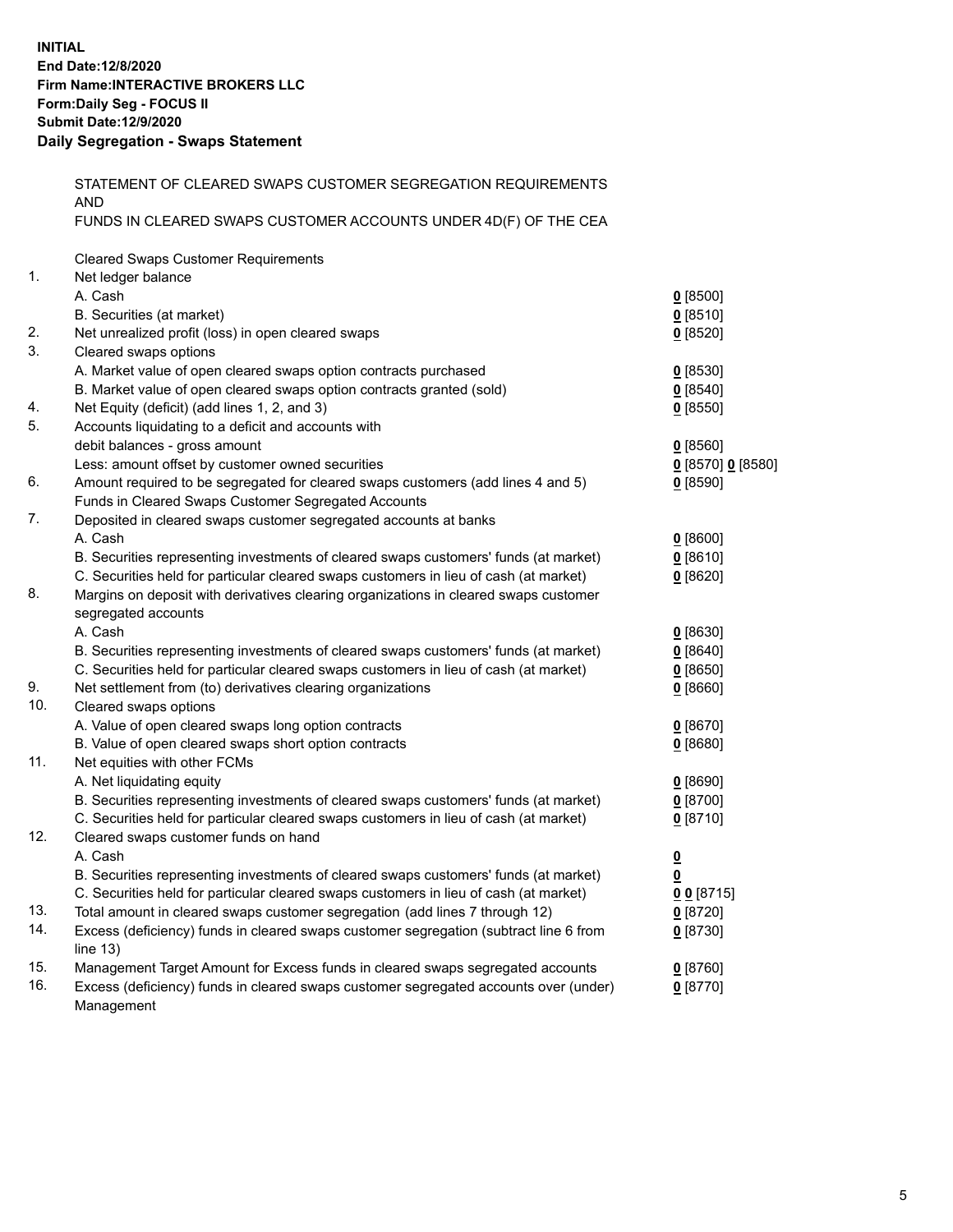**INITIAL**
**End Date:12/8/2020**
**Firm Name:INTERACTIVE BROKERS LLC**
**Form:Daily Seg - FOCUS II**
**Submit Date:12/9/2020**
**Daily Segregation - Swaps Statement**

STATEMENT OF CLEARED SWAPS CUSTOMER SEGREGATION REQUIREMENTS AND FUNDS IN CLEARED SWAPS CUSTOMER ACCOUNTS UNDER 4D(F) OF THE CEA

| | | |
|---|---|---|
| | Cleared Swaps Customer Requirements | |
| 1. | Net ledger balance | |
| | A. Cash | 0 [8500] |
| | B. Securities (at market) | 0 [8510] |
| 2. | Net unrealized profit (loss) in open cleared swaps | 0 [8520] |
| 3. | Cleared swaps options | |
| | A. Market value of open cleared swaps option contracts purchased | 0 [8530] |
| | B. Market value of open cleared swaps option contracts granted (sold) | 0 [8540] |
| 4. | Net Equity (deficit) (add lines 1, 2, and 3) | 0 [8550] |
| 5. | Accounts liquidating to a deficit and accounts with debit balances - gross amount | 0 [8560] |
| | Less: amount offset by customer owned securities | 0 [8570] 0 [8580] |
| 6. | Amount required to be segregated for cleared swaps customers (add lines 4 and 5) | 0 [8590] |
| | Funds in Cleared Swaps Customer Segregated Accounts | |
| 7. | Deposited in cleared swaps customer segregated accounts at banks | |
| | A. Cash | 0 [8600] |
| | B. Securities representing investments of cleared swaps customers' funds (at market) | 0 [8610] |
| | C. Securities held for particular cleared swaps customers in lieu of cash (at market) | 0 [8620] |
| 8. | Margins on deposit with derivatives clearing organizations in cleared swaps customer segregated accounts | |
| | A. Cash | 0 [8630] |
| | B. Securities representing investments of cleared swaps customers' funds (at market) | 0 [8640] |
| | C. Securities held for particular cleared swaps customers in lieu of cash (at market) | 0 [8650] |
| 9. | Net settlement from (to) derivatives clearing organizations | 0 [8660] |
| 10. | Cleared swaps options | |
| | A. Value of open cleared swaps long option contracts | 0 [8670] |
| | B. Value of open cleared swaps short option contracts | 0 [8680] |
| 11. | Net equities with other FCMs | |
| | A. Net liquidating equity | 0 [8690] |
| | B. Securities representing investments of cleared swaps customers' funds (at market) | 0 [8700] |
| | C. Securities held for particular cleared swaps customers in lieu of cash (at market) | 0 [8710] |
| 12. | Cleared swaps customer funds on hand | |
| | A. Cash | 0 |
| | B. Securities representing investments of cleared swaps customers' funds (at market) | 0 |
| | C. Securities held for particular cleared swaps customers in lieu of cash (at market) | 0 0 [8715] |
| 13. | Total amount in cleared swaps customer segregation (add lines 7 through 12) | 0 [8720] |
| 14. | Excess (deficiency) funds in cleared swaps customer segregation (subtract line 6 from line 13) | 0 [8730] |
| 15. | Management Target Amount for Excess funds in cleared swaps segregated accounts | 0 [8760] |
| 16. | Excess (deficiency) funds in cleared swaps customer segregated accounts over (under) Management | 0 [8770] |